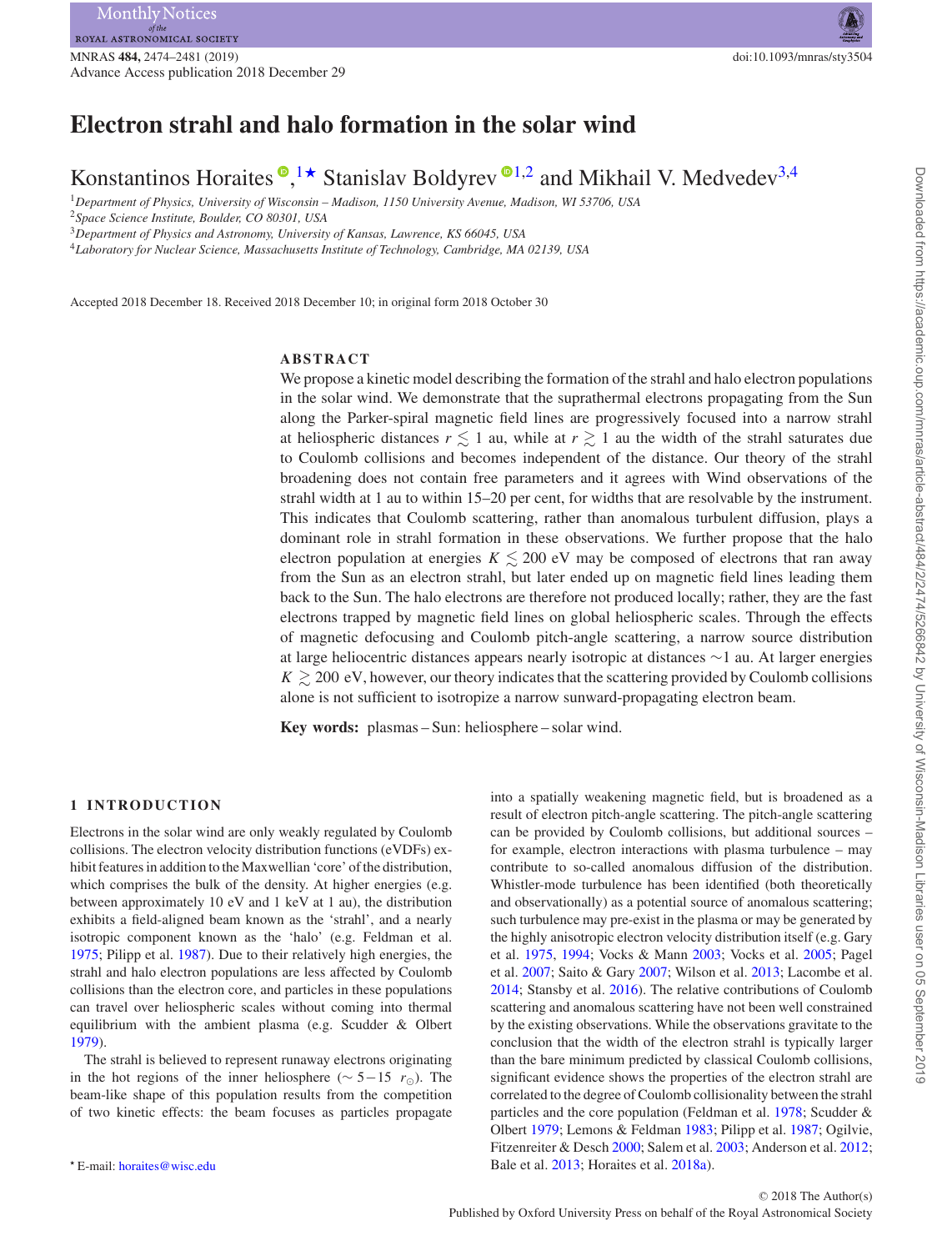# Electron strahl and halo formation in the solar wind

Konstantinos Horaites,[1★] Stanislav Boldyrev[1,2] and Mikhail V. Medvedev[3,4]

[1]Department of Physics, University of Wisconsin – Madison, 1150 University Avenue, Madison, WI 53706, USA
[2]Space Science Institute, Boulder, CO 80301, USA
[3]Department of Physics and Astronomy, University of Kansas, Lawrence, KS 66045, USA
[4]Laboratory for Nuclear Science, Massachusetts Institute of Technology, Cambridge, MA 02139, USA

Accepted 2018 December 18. Received 2018 December 10; in original form 2018 October 30

## ABSTRACT

We propose a kinetic model describing the formation of the strahl and halo electron populations in the solar wind. We demonstrate that the suprathermal electrons propagating from the Sun along the Parker-spiral magnetic field lines are progressively focused into a narrow strahl at heliospheric distances $r \lesssim 1$ au, while at $r \gtrsim 1$ au the width of the strahl saturates due to Coulomb collisions and becomes independent of the distance. Our theory of the strahl broadening does not contain free parameters and it agrees with Wind observations of the strahl width at 1 au to within 15–20 per cent, for widths that are resolvable by the instrument. This indicates that Coulomb scattering, rather than anomalous turbulent diffusion, plays a dominant role in strahl formation in these observations. We further propose that the halo electron population at energies $K \lesssim 200$ eV may be composed of electrons that ran away from the Sun as an electron strahl, but later ended up on magnetic field lines leading them back to the Sun. The halo electrons are therefore not produced locally; rather, they are the fast electrons trapped by magnetic field lines on global heliospheric scales. Through the effects of magnetic defocusing and Coulomb pitch-angle scattering, a narrow source distribution at large heliocentric distances appears nearly isotropic at distances ∼1 au. At larger energies $K \gtrsim 200$ eV, however, our theory indicates that the scattering provided by Coulomb collisions alone is not sufficient to isotropize a narrow sunward-propagating electron beam.

**Key words:** plasmas – Sun: heliosphere – solar wind.

## 1 INTRODUCTION

Electrons in the solar wind are only weakly regulated by Coulomb collisions. The electron velocity distribution functions (eVDFs) exhibit features in addition to the Maxwellian 'core' of the distribution, which comprises the bulk of the density. At higher energies (e.g. between approximately 10 eV and 1 keV at 1 au), the distribution exhibits a field-aligned beam known as the 'strahl', and a nearly isotropic component known as the 'halo' (e.g. Feldman et al. 1975; Pilipp et al. 1987). Due to their relatively high energies, the strahl and halo electron populations are less affected by Coulomb collisions than the electron core, and particles in these populations can travel over heliospheric scales without coming into thermal equilibrium with the ambient plasma (e.g. Scudder & Olbert 1979).

The strahl is believed to represent runaway electrons originating in the hot regions of the inner heliosphere ($\sim 5-15\ r_{\odot}$). The beam-like shape of this population results from the competition of two kinetic effects: the beam focuses as particles propagate into a spatially weakening magnetic field, but is broadened as a result of electron pitch-angle scattering. The pitch-angle scattering can be provided by Coulomb collisions, but additional sources – for example, electron interactions with plasma turbulence – may contribute to so-called anomalous diffusion of the distribution. Whistler-mode turbulence has been identified (both theoretically and observationally) as a potential source of anomalous scattering; such turbulence may pre-exist in the plasma or may be generated by the highly anisotropic electron velocity distribution itself (e.g. Gary et al. 1975, 1994; Vocks & Mann 2003; Vocks et al. 2005; Pagel et al. 2007; Saito & Gary 2007; Wilson et al. 2013; Lacombe et al. 2014; Stansby et al. 2016). The relative contributions of Coulomb scattering and anomalous scattering have not been well constrained by the existing observations. While the observations gravitate to the conclusion that the width of the electron strahl is typically larger than the bare minimum predicted by classical Coulomb collisions, significant evidence shows the properties of the electron strahl are correlated to the degree of Coulomb collisionality between the strahl particles and the core population (Feldman et al. 1978; Scudder & Olbert 1979; Lemons & Feldman 1983; Pilipp et al. 1987; Ogilvie, Fitzenreiter & Desch 2000; Salem et al. 2003; Anderson et al. 2012; Bale et al. 2013; Horaites et al. 2018a).

★ E-mail: horaites@wisc.edu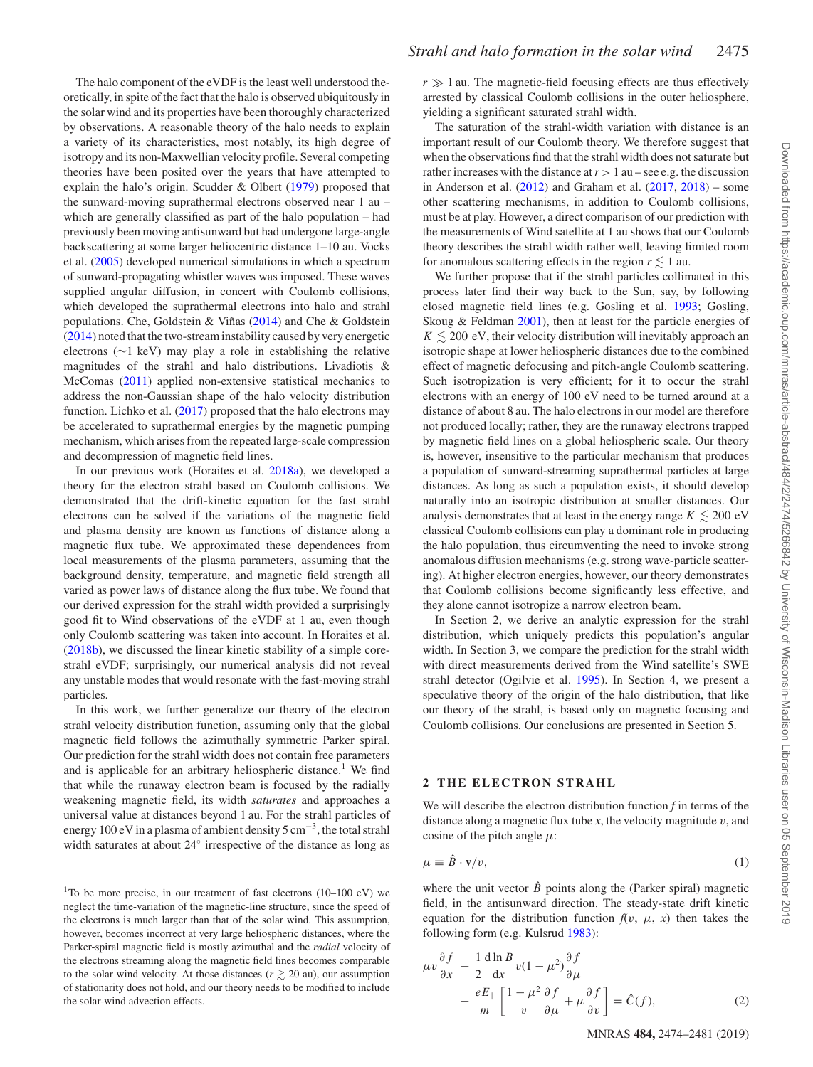The halo component of the eVDF is the least well understood theoretically, in spite of the fact that the halo is observed ubiquitously in the solar wind and its properties have been thoroughly characterized by observations. A reasonable theory of the halo needs to explain a variety of its characteristics, most notably, its high degree of isotropy and its non-Maxwellian velocity profile. Several competing theories have been posited over the years that have attempted to explain the halo's origin. Scudder & Olbert (1979) proposed that the sunward-moving suprathermal electrons observed near 1 au – which are generally classified as part of the halo population – had previously been moving antisunward but had undergone large-angle backscattering at some larger heliocentric distance 1–10 au. Vocks et al. (2005) developed numerical simulations in which a spectrum of sunward-propagating whistler waves was imposed. These waves supplied angular diffusion, in concert with Coulomb collisions, which developed the suprathermal electrons into halo and strahl populations. Che, Goldstein & Viñas (2014) and Che & Goldstein (2014) noted that the two-stream instability caused by very energetic electrons (∼1 keV) may play a role in establishing the relative magnitudes of the strahl and halo distributions. Livadiotis & McComas (2011) applied non-extensive statistical mechanics to address the non-Gaussian shape of the halo velocity distribution function. Lichko et al. (2017) proposed that the halo electrons may be accelerated to suprathermal energies by the magnetic pumping mechanism, which arises from the repeated large-scale compression and decompression of magnetic field lines.

In our previous work (Horaites et al. 2018a), we developed a theory for the electron strahl based on Coulomb collisions. We demonstrated that the drift-kinetic equation for the fast strahl electrons can be solved if the variations of the magnetic field and plasma density are known as functions of distance along a magnetic flux tube. We approximated these dependences from local measurements of the plasma parameters, assuming that the background density, temperature, and magnetic field strength all varied as power laws of distance along the flux tube. We found that our derived expression for the strahl width provided a surprisingly good fit to Wind observations of the eVDF at 1 au, even though only Coulomb scattering was taken into account. In Horaites et al. (2018b), we discussed the linear kinetic stability of a simple core-strahl eVDF; surprisingly, our numerical analysis did not reveal any unstable modes that would resonate with the fast-moving strahl particles.

In this work, we further generalize our theory of the electron strahl velocity distribution function, assuming only that the global magnetic field follows the azimuthally symmetric Parker spiral. Our prediction for the strahl width does not contain free parameters and is applicable for an arbitrary heliospheric distance.[1] We find that while the runaway electron beam is focused by the radially weakening magnetic field, its width *saturates* and approaches a universal value at distances beyond 1 au. For the strahl particles of energy 100 eV in a plasma of ambient density $5\ \mathrm{cm}^{-3}$, the total strahl width saturates at about 24° irrespective of the distance as long as $r \gg 1$ au. The magnetic-field focusing effects are thus effectively arrested by classical Coulomb collisions in the outer heliosphere, yielding a significant saturated strahl width.

The saturation of the strahl-width variation with distance is an important result of our Coulomb theory. We therefore suggest that when the observations find that the strahl width does not saturate but rather increases with the distance at $r > 1$ au – see e.g. the discussion in Anderson et al. (2012) and Graham et al. (2017, 2018) – some other scattering mechanisms, in addition to Coulomb collisions, must be at play. However, a direct comparison of our prediction with the measurements of Wind satellite at 1 au shows that our Coulomb theory describes the strahl width rather well, leaving limited room for anomalous scattering effects in the region $r \lesssim 1$ au.

We further propose that if the strahl particles collimated in this process later find their way back to the Sun, say, by following closed magnetic field lines (e.g. Gosling et al. 1993; Gosling, Skoug & Feldman 2001), then at least for the particle energies of $K \lesssim 200$ eV, their velocity distribution will inevitably approach an isotropic shape at lower heliospheric distances due to the combined effect of magnetic defocusing and pitch-angle Coulomb scattering. Such isotropization is very efficient; for it to occur the strahl electrons with an energy of 100 eV need to be turned around at a distance of about 8 au. The halo electrons in our model are therefore not produced locally; rather, they are the runaway electrons trapped by magnetic field lines on a global heliospheric scale. Our theory is, however, insensitive to the particular mechanism that produces a population of sunward-streaming suprathermal particles at large distances. As long as such a population exists, it should develop naturally into an isotropic distribution at smaller distances. Our analysis demonstrates that at least in the energy range $K \lesssim 200$ eV classical Coulomb collisions can play a dominant role in producing the halo population, thus circumventing the need to invoke strong anomalous diffusion mechanisms (e.g. strong wave-particle scattering). At higher electron energies, however, our theory demonstrates that Coulomb collisions become significantly less effective, and they alone cannot isotropize a narrow electron beam.

In Section 2, we derive an analytic expression for the strahl distribution, which uniquely predicts this population's angular width. In Section 3, we compare the prediction for the strahl width with direct measurements derived from the Wind satellite's SWE strahl detector (Ogilvie et al. 1995). In Section 4, we present a speculative theory of the origin of the halo distribution, that like our theory of the strahl, is based only on magnetic focusing and Coulomb collisions. Our conclusions are presented in Section 5.

[1] To be more precise, in our treatment of fast electrons (10–100 eV) we neglect the time-variation of the magnetic-line structure, since the speed of the electrons is much larger than that of the solar wind. This assumption, however, becomes incorrect at very large heliospheric distances, where the Parker-spiral magnetic field is mostly azimuthal and the *radial* velocity of the electrons streaming along the magnetic field lines becomes comparable to the solar wind velocity. At those distances ($r \gtrsim 20$ au), our assumption of stationarity does not hold, and our theory needs to be modified to include the solar-wind advection effects.

## 2 THE ELECTRON STRAHL

We will describe the electron distribution function $f$ in terms of the distance along a magnetic flux tube $x$, the velocity magnitude $v$, and cosine of the pitch angle $\mu$:

$$\mu \equiv \hat{B} \cdot \mathbf{v}/v, \tag{1}$$

where the unit vector $\hat{B}$ points along the (Parker spiral) magnetic field, in the antisunward direction. The steady-state drift kinetic equation for the distribution function $f(v, \mu, x)$ then takes the following form (e.g. Kulsrud 1983):

$$\mu v \frac{\partial f}{\partial x} - \frac{1}{2}\frac{\mathrm{d}\ln B}{\mathrm{d}x} v(1-\mu^2)\frac{\partial f}{\partial \mu} - \frac{eE_\parallel}{m}\left[\frac{1-\mu^2}{v}\frac{\partial f}{\partial \mu} + \mu\frac{\partial f}{\partial v}\right] = \hat{C}(f), \tag{2}$$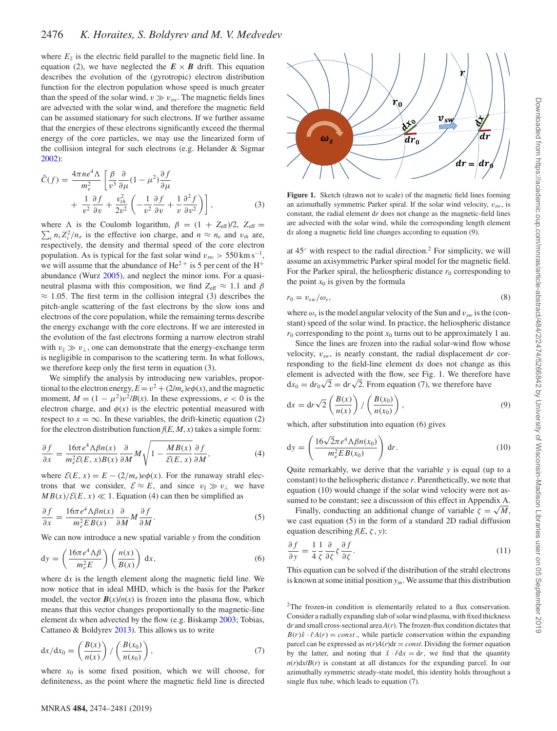where $E_\parallel$ is the electric field parallel to the magnetic field line. In equation (2), we have neglected the $\boldsymbol{E} \times \boldsymbol{B}$ drift. This equation describes the evolution of the (gyrotropic) electron distribution function for the electron population whose speed is much greater than the speed of the solar wind, $v \gg v_{sw}$. The magnetic fields lines are advected with the solar wind, and therefore the magnetic field can be assumed stationary for such electrons. If we further assume that the energies of these electrons significantly exceed the thermal energy of the core particles, we may use the linearized form of the collision integral for such electrons (e.g. Helander & Sigmar 2002):

$$\hat{C}(f) = \frac{4\pi n e^4 \Lambda}{m_e^2}\left[\frac{\beta}{v^3}\frac{\partial}{\partial \mu}(1-\mu^2)\frac{\partial f}{\partial \mu} + \frac{1}{v^2}\frac{\partial f}{\partial v} + \frac{v_{th}^2}{2v^2}\left(-\frac{1}{v^2}\frac{\partial f}{\partial v} + \frac{1}{v}\frac{\partial^2 f}{\partial v^2}\right)\right], \tag{3}$$

where $\Lambda$ is the Coulomb logarithm, $\beta = (1 + Z_{\rm eff})/2$, $Z_{\rm eff} = \sum_i n_i Z_i^2/n_e$ is the effective ion charge, and $n \approx n_e$ and $v_{th}$ are, respectively, the density and thermal speed of the core electron population. As is typical for the fast solar wind $v_{sw} > 550\,{\rm km\,s^{-1}}$, we will assume that the abundance of $He^{2+}$ is 5 per cent of the $H^+$ abundance (Wurz 2005), and neglect the minor ions. For a quasi-neutral plasma with this composition, we find $Z_{\rm eff} \approx 1.1$ and $\beta \approx 1.05$. The first term in the collision integral (3) describes the pitch-angle scattering of the fast electrons by the slow ions and electrons of the core population, while the remaining terms describe the energy exchange with the core electrons. If we are interested in the evolution of the fast electrons forming a narrow electron strahl with $v_\parallel \gg v_\perp$, one can demonstrate that the energy-exchange term is negligible in comparison to the scattering term. In what follows, we therefore keep only the first term in equation (3).

We simplify the analysis by introducing new variables, proportional to the electron energy, $E = v^2 + (2/m_e)e\phi(x)$, and the magnetic moment, $M = (1-\mu^2)v^2/B(x)$. In these expressions, $e < 0$ is the electron charge, and $\phi(x)$ is the electric potential measured with respect to $x = \infty$. In these variables, the drift-kinetic equation (2) for the electron distribution function $f(E, M, x)$ takes a simple form:

$$\frac{\partial f}{\partial x} = \frac{16\pi e^4 \Lambda \beta n(x)}{m_e^2 \mathcal{E}(E,x) B(x)}\frac{\partial}{\partial M} M\sqrt{1 - \frac{MB(x)}{\mathcal{E}(E,x)}}\frac{\partial f}{\partial M}, \tag{4}$$

where $\mathcal{E}(E, x) = E - (2/m_e)e\phi(x)$. For the runaway strahl electrons that we consider, $\mathcal{E} \approx E$, and since $v_\parallel \gg v_\perp$ we have $MB(x)/\mathcal{E}(E,x) \ll 1$. Equation (4) can then be simplified as

$$\frac{\partial f}{\partial x} = \frac{16\pi e^4 \Lambda \beta n(x)}{m_e^2 E B(x)}\frac{\partial}{\partial M} M \frac{\partial f}{\partial M}. \tag{5}$$

We can now introduce a new spatial variable $y$ from the condition

$$dy = \left(\frac{16\pi e^4 \Lambda \beta}{m_e^2 E}\right)\left(\frac{n(x)}{B(x)}\right) dx, \tag{6}$$

where $dx$ is the length element along the magnetic field line. We now notice that in ideal MHD, which is the basis for the Parker model, the vector $\boldsymbol{B}(x)/n(x)$ is frozen into the plasma flow, which means that this vector changes proportionally to the magnetic-line element $dx$ when advected by the flow (e.g. Biskamp 2003; Tobias, Cattaneo & Boldyrev 2013). This allows us to write

$$dx/dx_0 = \left(\frac{B(x)}{n(x)}\right) / \left(\frac{B(x_0)}{n(x_0)}\right), \tag{7}$$

where $x_0$ is some fixed position, which we will choose, for definiteness, as the point where the magnetic field line is directed at 45° with respect to the radial direction.[2] For simplicity, we will assume an axisymmetric Parker spiral model for the magnetic field. For the Parker spiral, the heliospheric distance $r_0$ corresponding to the point $x_0$ is given by the formula

$$r_0 = v_{sw}/\omega_s, \tag{8}$$

where $\omega_s$ is the model angular velocity of the Sun and $v_{sw}$ is the (constant) speed of the solar wind. In practice, the heliospheric distance $r_0$ corresponding to the point $x_0$ turns out to be approximately 1 au.

Since the lines are frozen into the radial solar-wind flow whose velocity, $v_{sw}$, is nearly constant, the radial displacement $dr$ corresponding to the field-line element $dx$ does not change as this element is advected with the flow, see Fig. 1. We therefore have $dx_0 = dr_0\sqrt{2} = dr\sqrt{2}$. From equation (7), we therefore have

$$dx = dr\sqrt{2}\left(\frac{B(x)}{n(x)}\right) / \left(\frac{B(x_0)}{n(x_0)}\right), \tag{9}$$

which, after substitution into equation (6) gives

$$dy = \left(\frac{16\sqrt{2}\pi e^4 \Lambda \beta n(x_0)}{m_e^2 E B(x_0)}\right) dr. \tag{10}$$

Quite remarkably, we derive that the variable $y$ is equal (up to a constant) to the heliospheric distance $r$. Parenthetically, we note that equation (10) would change if the solar wind velocity were not assumed to be constant; see a discussion of this effect in Appendix A.

Finally, conducting an additional change of variable $\zeta = \sqrt{M}$, we cast equation (5) in the form of a standard 2D radial diffusion equation describing $f(E, \zeta, y)$:

$$\frac{\partial f}{\partial y} = \frac{1}{4}\frac{1}{\zeta}\frac{\partial}{\partial \zeta}\zeta\frac{\partial f}{\partial \zeta}. \tag{11}$$

This equation can be solved if the distribution of the strahl electrons is known at some initial position $y_{in}$. We assume that this distribution

**Figure 1.** Sketch (drawn not to scale) of the magnetic field lines forming an azimuthally symmetric Parker spiral. If the solar wind velocity, $v_{sw}$, is constant, the radial element $dr$ does not change as the magnetic-field lines are advected with the solar wind, while the corresponding length element $dx$ along a magnetic field line changes according to equation (9).

[2]The frozen-in condition is elementarily related to a flux conservation. Consider a radially expanding slab of solar wind plasma, with fixed thickness $dr$ and small cross-sectional area $A(r)$. The frozen-flux condition dictates that $B(r)\hat{x}\cdot\hat{r}A(r) = const.$, while particle conservation within the expanding parcel can be expressed as $n(r)A(r)dr = const$. Dividing the former equation by the latter, and noting that $\hat{x}\cdot\hat{r}dx = dr$, we find that the quantity $n(r)dx/B(r)$ is constant at all distances for the expanding parcel. In our azimuthally symmetric steady-state model, this identity holds throughout a single flux tube, which leads to equation (7).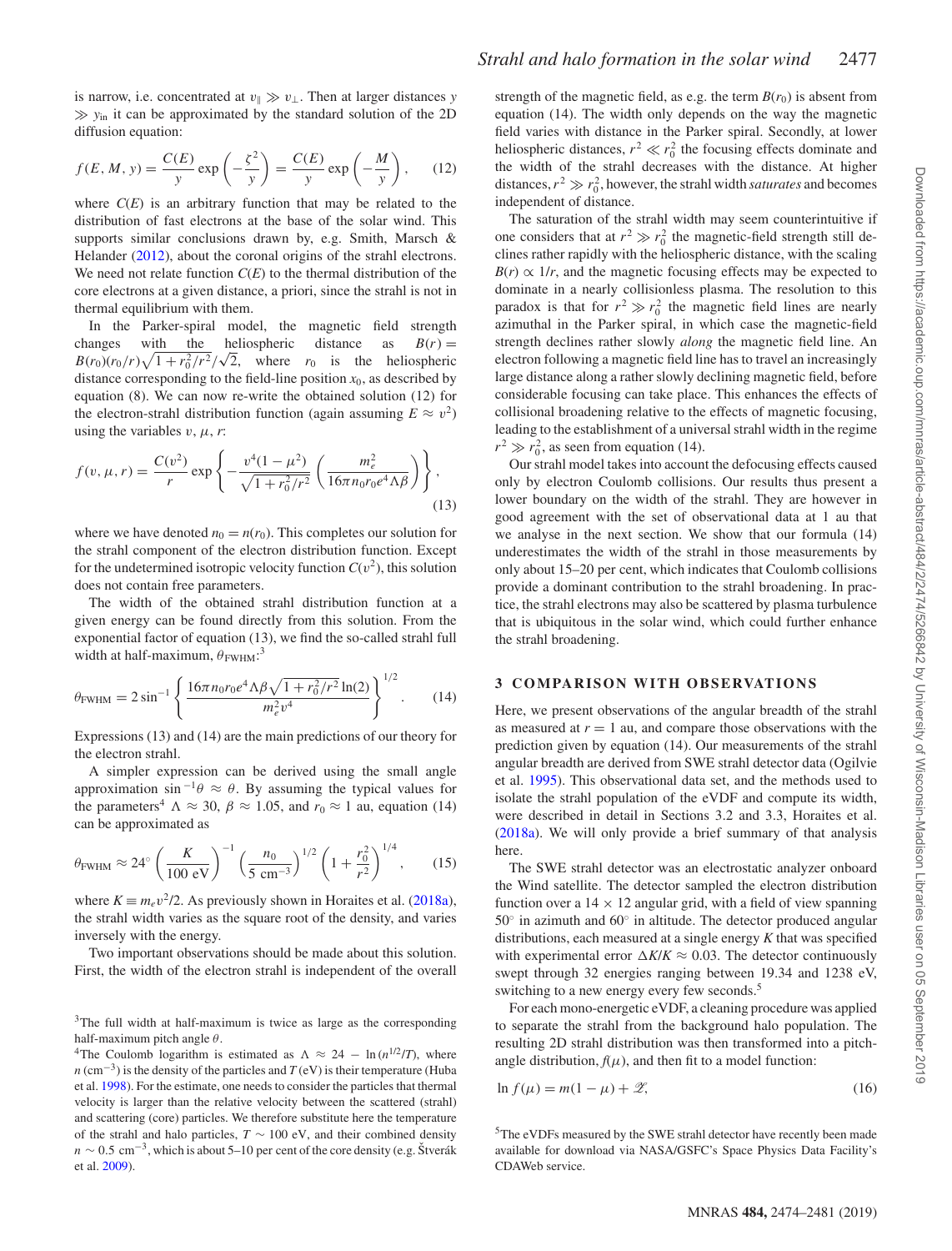is narrow, i.e. concentrated at $v_\parallel \gg v_\perp$. Then at larger distances $y \gg y_{\rm in}$ it can be approximated by the standard solution of the 2D diffusion equation:

$$f(E, M, y) = \frac{C(E)}{y} \exp\left(-\frac{\zeta^2}{y}\right) = \frac{C(E)}{y} \exp\left(-\frac{M}{y}\right), \qquad (12)$$

where $C(E)$ is an arbitrary function that may be related to the distribution of fast electrons at the base of the solar wind. This supports similar conclusions drawn by, e.g. Smith, Marsch & Helander (2012), about the coronal origins of the strahl electrons. We need not relate function $C(E)$ to the thermal distribution of the core electrons at a given distance, a priori, since the strahl is not in thermal equilibrium with them.

In the Parker-spiral model, the magnetic field strength changes with the heliospheric distance as $B(r) = B(r_0)(r_0/r)\sqrt{1 + r_0^2/r^2}/\sqrt{2}$, where $r_0$ is the heliospheric distance corresponding to the field-line position $x_0$, as described by equation (8). We can now re-write the obtained solution (12) for the electron-strahl distribution function (again assuming $E \approx v^2$) using the variables $v$, $\mu$, $r$:

$$f(v, \mu, r) = \frac{C(v^2)}{r} \exp\left\{-\frac{v^4(1-\mu^2)}{\sqrt{1 + r_0^2/r^2}} \left(\frac{m_e^2}{16\pi n_0 r_0 e^4 \Lambda \beta}\right)\right\}, \qquad (13)$$

where we have denoted $n_0 = n(r_0)$. This completes our solution for the strahl component of the electron distribution function. Except for the undetermined isotropic velocity function $C(v^2)$, this solution does not contain free parameters.

The width of the obtained strahl distribution function at a given energy can be found directly from this solution. From the exponential factor of equation (13), we find the so-called strahl full width at half-maximum, $\theta_{\rm FWHM}$:[3]

$$\theta_{\rm FWHM} = 2 \sin^{-1}\left\{\frac{16\pi n_0 r_0 e^4 \Lambda \beta \sqrt{1 + r_0^2/r^2}\ln(2)}{m_e^2 v^4}\right\}^{1/2}. \qquad (14)$$

Expressions (13) and (14) are the main predictions of our theory for the electron strahl.

A simpler expression can be derived using the small angle approximation $\sin^{-1}\theta \approx \theta$. By assuming the typical values for the parameters[4] $\Lambda \approx 30$, $\beta \approx 1.05$, and $r_0 \approx 1$ au, equation (14) can be approximated as

$$\theta_{\rm FWHM} \approx 24^\circ \left(\frac{K}{100\ {\rm eV}}\right)^{-1} \left(\frac{n_0}{5\ {\rm cm}^{-3}}\right)^{1/2} \left(1 + \frac{r_0^2}{r^2}\right)^{1/4}, \qquad (15)$$

where $K \equiv m_e v^2/2$. As previously shown in Horaites et al. (2018a), the strahl width varies as the square root of the density, and varies inversely with the energy.

Two important observations should be made about this solution. First, the width of the electron strahl is independent of the overall strength of the magnetic field, as e.g. the term $B(r_0)$ is absent from equation (14). The width only depends on the way the magnetic field varies with distance in the Parker spiral. Secondly, at lower heliospheric distances, $r^2 \ll r_0^2$ the focusing effects dominate and the width of the strahl decreases with the distance. At higher distances, $r^2 \gg r_0^2$, however, the strahl width *saturates* and becomes independent of distance.

The saturation of the strahl width may seem counterintuitive if one considers that at $r^2 \gg r_0^2$ the magnetic-field strength still declines rather rapidly with the heliospheric distance, with the scaling $B(r) \propto 1/r$, and the magnetic focusing effects may be expected to dominate in a nearly collisionless plasma. The resolution to this paradox is that for $r^2 \gg r_0^2$ the magnetic field lines are nearly azimuthal in the Parker spiral, in which case the magnetic-field strength declines rather slowly *along* the magnetic field line. An electron following a magnetic field line has to travel an increasingly large distance along a rather slowly declining magnetic field, before considerable focusing can take place. This enhances the effects of collisional broadening relative to the effects of magnetic focusing, leading to the establishment of a universal strahl width in the regime $r^2 \gg r_0^2$, as seen from equation (14).

Our strahl model takes into account the defocusing effects caused only by electron Coulomb collisions. Our results thus present a lower boundary on the width of the strahl. They are however in good agreement with the set of observational data at 1 au that we analyse in the next section. We show that our formula (14) underestimates the width of the strahl in those measurements by only about 15–20 per cent, which indicates that Coulomb collisions provide a dominant contribution to the strahl broadening. In practice, the strahl electrons may also be scattered by plasma turbulence that is ubiquitous in the solar wind, which could further enhance the strahl broadening.

## 3 COMPARISON WITH OBSERVATIONS

Here, we present observations of the angular breadth of the strahl as measured at $r = 1$ au, and compare those observations with the prediction given by equation (14). Our measurements of the strahl angular breadth are derived from SWE strahl detector data (Ogilvie et al. 1995). This observational data set, and the methods used to isolate the strahl population of the eVDF and compute its width, were described in detail in Sections 3.2 and 3.3, Horaites et al. (2018a). We will only provide a brief summary of that analysis here.

The SWE strahl detector was an electrostatic analyzer onboard the Wind satellite. The detector sampled the electron distribution function over a $14 \times 12$ angular grid, with a field of view spanning $50^\circ$ in azimuth and $60^\circ$ in altitude. The detector produced angular distributions, each measured at a single energy $K$ that was specified with experimental error $\Delta K/K \approx 0.03$. The detector continuously swept through 32 energies ranging between 19.34 and 1238 eV, switching to a new energy every few seconds.[5]

For each mono-energetic eVDF, a cleaning procedure was applied to separate the strahl from the background halo population. The resulting 2D strahl distribution was then transformed into a pitch-angle distribution, $f(\mu)$, and then fit to a model function:

$$\ln f(\mu) = m(1 - \mu) + \mathscr{Z}, \qquad (16)$$

[3] The full width at half-maximum is twice as large as the corresponding half-maximum pitch angle $\theta$.

[4] The Coulomb logarithm is estimated as $\Lambda \approx 24 - \ln(n^{1/2}/T)$, where $n$ (cm$^{-3}$) is the density of the particles and $T$ (eV) is their temperature (Huba et al. 1998). For the estimate, one needs to consider the particles that thermal velocity is larger than the relative velocity between the scattered (strahl) and scattering (core) particles. We therefore substitute here the temperature of the strahl and halo particles, $T \sim 100$ eV, and their combined density $n \sim 0.5$ cm$^{-3}$, which is about 5–10 per cent of the core density (e.g. Štverák et al. 2009).

[5] The eVDFs measured by the SWE strahl detector have recently been made available for download via NASA/GSFC's Space Physics Data Facility's CDAWeb service.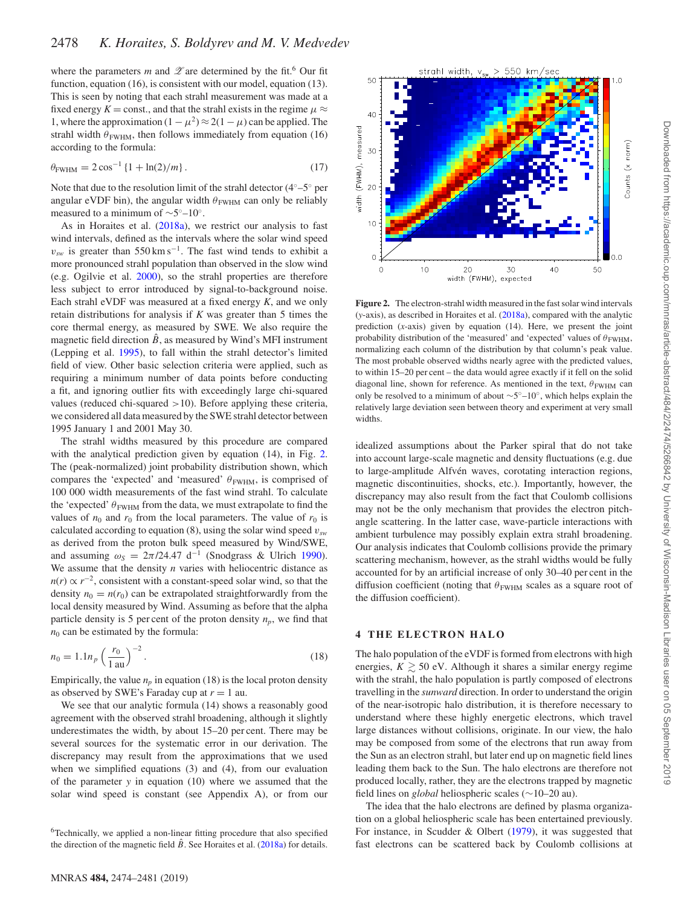where the parameters $m$ and $\mathscr{Z}$ are determined by the fit.[6] Our fit function, equation (16), is consistent with our model, equation (13). This is seen by noting that each strahl measurement was made at a fixed energy $K = \text{const.}$, and that the strahl exists in the regime $\mu \approx 1$, where the approximation $(1 - \mu^2) \approx 2(1 - \mu)$ can be applied. The strahl width $\theta_{\mathrm{FWHM}}$, then follows immediately from equation (16) according to the formula:

$$\theta_{\mathrm{FWHM}} = 2\cos^{-1}\{1 + \ln(2)/m\}. \tag{17}$$

Note that due to the resolution limit of the strahl detector (4°–5° per angular eVDF bin), the angular width $\theta_{\mathrm{FWHM}}$ can only be reliably measured to a minimum of $\sim$5°–10°.

As in Horaites et al. (2018a), we restrict our analysis to fast wind intervals, defined as the intervals where the solar wind speed $v_{sw}$ is greater than 550 km s$^{-1}$. The fast wind tends to exhibit a more pronounced strahl population than observed in the slow wind (e.g. Ogilvie et al. 2000), so the strahl properties are therefore less subject to error introduced by signal-to-background noise. Each strahl eVDF was measured at a fixed energy $K$, and we only retain distributions for analysis if $K$ was greater than 5 times the core thermal energy, as measured by SWE. We also require the magnetic field direction $\hat{B}$, as measured by Wind's MFI instrument (Lepping et al. 1995), to fall within the strahl detector's limited field of view. Other basic selection criteria were applied, such as requiring a minimum number of data points before conducting a fit, and ignoring outlier fits with exceedingly large chi-squared values (reduced chi-squared >10). Before applying these criteria, we considered all data measured by the SWE strahl detector between 1995 January 1 and 2001 May 30.

The strahl widths measured by this procedure are compared with the analytical prediction given by equation (14), in Fig. 2. The (peak-normalized) joint probability distribution shown, which compares the 'expected' and 'measured' $\theta_{\mathrm{FWHM}}$, is comprised of 100 000 width measurements of the fast wind strahl. To calculate the 'expected' $\theta_{\mathrm{FWHM}}$ from the data, we must extrapolate to find the values of $n_0$ and $r_0$ from the local parameters. The value of $r_0$ is calculated according to equation (8), using the solar wind speed $v_{sw}$ as derived from the proton bulk speed measured by Wind/SWE, and assuming $\omega_S = 2\pi/24.47$ d$^{-1}$ (Snodgrass & Ulrich 1990). We assume that the density $n$ varies with heliocentric distance as $n(r) \propto r^{-2}$, consistent with a constant-speed solar wind, so that the density $n_0 = n(r_0)$ can be extrapolated straightforwardly from the local density measured by Wind. Assuming as before that the alpha particle density is 5 per cent of the proton density $n_p$, we find that $n_0$ can be estimated by the formula:

$$n_0 = 1.1 n_p \left(\frac{r_0}{1\,\mathrm{au}}\right)^{-2}. \tag{18}$$

Empirically, the value $n_p$ in equation (18) is the local proton density as observed by SWE's Faraday cup at $r = 1$ au.

We see that our analytic formula (14) shows a reasonably good agreement with the observed strahl broadening, although it slightly underestimates the width, by about 15–20 per cent. There may be several sources for the systematic error in our derivation. The discrepancy may result from the approximations that we used when we simplified equations (3) and (4), from our evaluation of the parameter $y$ in equation (10) where we assumed that the solar wind speed is constant (see Appendix A), or from our idealized assumptions about the Parker spiral that do not take into account large-scale magnetic and density fluctuations (e.g. due to large-amplitude Alfvén waves, corotating interaction regions, magnetic discontinuities, shocks, etc.). Importantly, however, the discrepancy may also result from the fact that Coulomb collisions may not be the only mechanism that provides the electron pitch-angle scattering. In the latter case, wave-particle interactions with ambient turbulence may possibly explain extra strahl broadening. Our analysis indicates that Coulomb collisions provide the primary scattering mechanism, however, as the strahl widths would be fully accounted for by an artificial increase of only 30–40 per cent in the diffusion coefficient (noting that $\theta_{\mathrm{FWHM}}$ scales as a square root of the diffusion coefficient).

**Figure 2.** The electron-strahl width measured in the fast solar wind intervals ($y$-axis), as described in Horaites et al. (2018a), compared with the analytic prediction ($x$-axis) given by equation (14). Here, we present the joint probability distribution of the 'measured' and 'expected' values of $\theta_{\mathrm{FWHM}}$, normalizing each column of the distribution by that column's peak value. The most probable observed widths nearly agree with the predicted values, to within 15–20 per cent – the data would agree exactly if it fell on the solid diagonal line, shown for reference. As mentioned in the text, $\theta_{\mathrm{FWHM}}$ can only be resolved to a minimum of about $\sim$5°–10°, which helps explain the relatively large deviation seen between theory and experiment at very small widths.

## 4 THE ELECTRON HALO

The halo population of the eVDF is formed from electrons with high energies, $K \gtrsim 50$ eV. Although it shares a similar energy regime with the strahl, the halo population is partly composed of electrons travelling in the *sunward* direction. In order to understand the origin of the near-isotropic halo distribution, it is therefore necessary to understand where these highly energetic electrons, which travel large distances without collisions, originate. In our view, the halo may be composed from some of the electrons that run away from the Sun as an electron strahl, but later end up on magnetic field lines leading them back to the Sun. The halo electrons are therefore not produced locally, rather, they are the electrons trapped by magnetic field lines on *global* heliospheric scales ($\sim$10–20 au).

The idea that the halo electrons are defined by plasma organization on a global heliospheric scale has been entertained previously. For instance, in Scudder & Olbert (1979), it was suggested that fast electrons can be scattered back by Coulomb collisions at

[6] Technically, we applied a non-linear fitting procedure that also specified the direction of the magnetic field $\hat{B}$. See Horaites et al. (2018a) for details.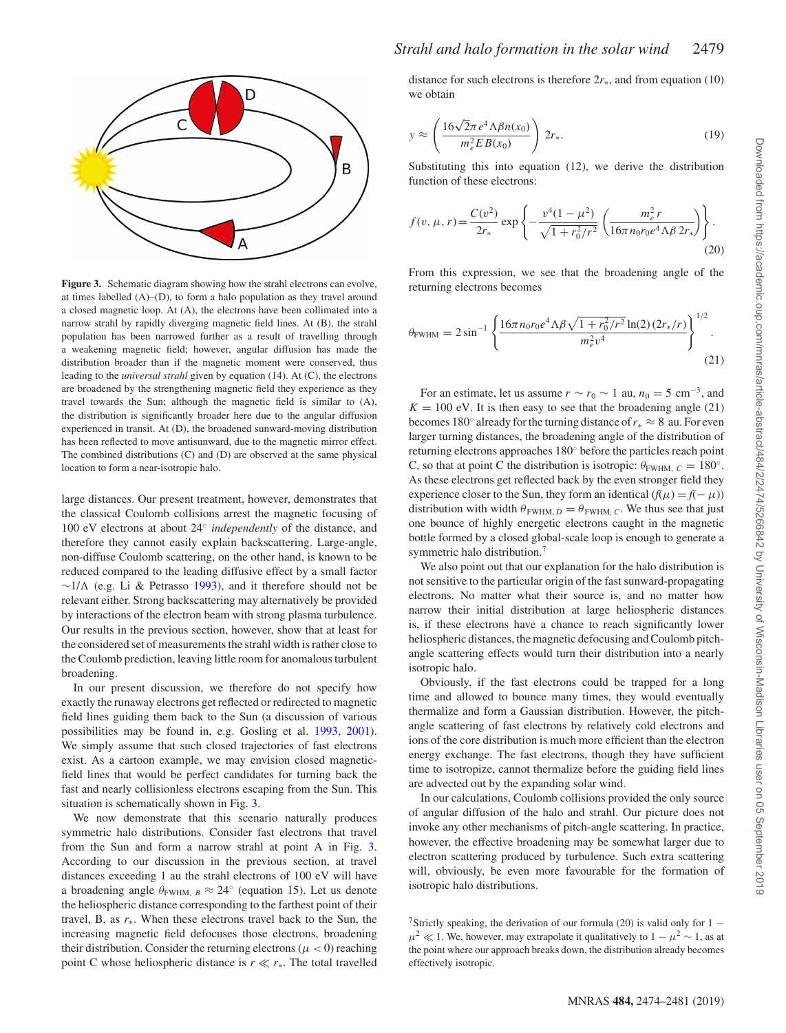**Figure 3.** Schematic diagram showing how the strahl electrons can evolve, at times labelled (A)–(D), to form a halo population as they travel around a closed magnetic loop. At (A), the electrons have been collimated into a narrow strahl by rapidly diverging magnetic field lines. At (B), the strahl population has been narrowed further as a result of travelling through a weakening magnetic field; however, angular diffusion has made the distribution broader than if the magnetic moment were conserved, thus leading to the *universal strahl* given by equation (14). At (C), the electrons are broadened by the strengthening magnetic field they experience as they travel towards the Sun; although the magnetic field is similar to (A), the distribution is significantly broader here due to the angular diffusion experienced in transit. At (D), the broadened sunward-moving distribution has been reflected to move antisunward, due to the magnetic mirror effect. The combined distributions (C) and (D) are observed at the same physical location to form a near-isotropic halo.

large distances. Our present treatment, however, demonstrates that the classical Coulomb collisions arrest the magnetic focusing of 100 eV electrons at about 24° *independently* of the distance, and therefore they cannot easily explain backscattering. Large-angle, non-diffuse Coulomb scattering, on the other hand, is known to be reduced compared to the leading diffusive effect by a small factor $\sim 1/\Lambda$ (e.g. Li & Petrasso 1993), and it therefore should not be relevant either. Strong backscattering may alternatively be provided by interactions of the electron beam with strong plasma turbulence. Our results in the previous section, however, show that at least for the considered set of measurements the strahl width is rather close to the Coulomb prediction, leaving little room for anomalous turbulent broadening.

In our present discussion, we therefore do not specify how exactly the runaway electrons get reflected or redirected to magnetic field lines guiding them back to the Sun (a discussion of various possibilities may be found in, e.g. Gosling et al. 1993, 2001). We simply assume that such closed trajectories of fast electrons exist. As a cartoon example, we may envision closed magnetic-field lines that would be perfect candidates for turning back the fast and nearly collisionless electrons escaping from the Sun. This situation is schematically shown in Fig. 3.

We now demonstrate that this scenario naturally produces symmetric halo distributions. Consider fast electrons that travel from the Sun and form a narrow strahl at point A in Fig. 3. According to our discussion in the previous section, at travel distances exceeding 1 au the strahl electrons of 100 eV will have a broadening angle $\theta_{\mathrm{FWHM},\,B} \approx 24^\circ$ (equation 15). Let us denote the heliospheric distance corresponding to the farthest point of their travel, B, as $r_*$. When these electrons travel back to the Sun, the increasing magnetic field defocuses those electrons, broadening their distribution. Consider the returning electrons ($\mu < 0$) reaching point C whose heliospheric distance is $r \ll r_*$. The total travelled distance for such electrons is therefore $2r_*$, and from equation (10) we obtain

$$y \approx \left( \frac{16\sqrt{2}\pi e^4 \Lambda \beta n(x_0)}{m_e^2 E B(x_0)} \right) 2r_*. \tag{19}$$

Substituting this into equation (12), we derive the distribution function of these electrons:

$$f(v, \mu, r) = \frac{C(v^2)}{2r_*} \exp\left\{ -\frac{v^4(1-\mu^2)}{\sqrt{1 + r_0^2/r^2}} \left( \frac{m_e^2 r}{16\pi n_0 r_0 e^4 \Lambda \beta \, 2r_*} \right) \right\}. \tag{20}$$

From this expression, we see that the broadening angle of the returning electrons becomes

$$\theta_{\mathrm{FWHM}} = 2\sin^{-1}\left\{ \frac{16\pi n_0 r_0 e^4 \Lambda \beta \sqrt{1 + r_0^2/r^2}\, \ln(2)\, (2r_*/r)}{m_e^2 v^4} \right\}^{1/2}. \tag{21}$$

For an estimate, let us assume $r \sim r_0 \sim 1$ au, $n_0 = 5$ cm$^{-3}$, and $K = 100$ eV. It is then easy to see that the broadening angle (21) becomes 180° already for the turning distance of $r_* \approx 8$ au. For even larger turning distances, the broadening angle of the distribution of returning electrons approaches 180° before the particles reach point C, so that at point C the distribution is isotropic: $\theta_{\mathrm{FWHM},\,C} = 180^\circ$. As these electrons get reflected back by the even stronger field they experience closer to the Sun, they form an identical ($f(\mu) = f(-\mu)$) distribution with width $\theta_{\mathrm{FWHM},\,D} = \theta_{\mathrm{FWHM},\,C}$. We thus see that just one bounce of highly energetic electrons caught in the magnetic bottle formed by a closed global-scale loop is enough to generate a symmetric halo distribution.[7]

We also point out that our explanation for the halo distribution is not sensitive to the particular origin of the fast sunward-propagating electrons. No matter what their source is, and no matter how narrow their initial distribution at large heliospheric distances is, if these electrons have a chance to reach significantly lower heliospheric distances, the magnetic defocusing and Coulomb pitch-angle scattering effects would turn their distribution into a nearly isotropic halo.

Obviously, if the fast electrons could be trapped for a long time and allowed to bounce many times, they would eventually thermalize and form a Gaussian distribution. However, the pitch-angle scattering of fast electrons by relatively cold electrons and ions of the core distribution is much more efficient than the electron energy exchange. The fast electrons, though they have sufficient time to isotropize, cannot thermalize before the guiding field lines are advected out by the expanding solar wind.

In our calculations, Coulomb collisions provided the only source of angular diffusion of the halo and strahl. Our picture does not invoke any other mechanisms of pitch-angle scattering. In practice, however, the effective broadening may be somewhat larger due to electron scattering produced by turbulence. Such extra scattering will, obviously, be even more favourable for the formation of isotropic halo distributions.

[7]Strictly speaking, the derivation of our formula (20) is valid only for $1 - \mu^2 \ll 1$. We, however, may extrapolate it qualitatively to $1 - \mu^2 \sim 1$, as at the point where our approach breaks down, the distribution already becomes effectively isotropic.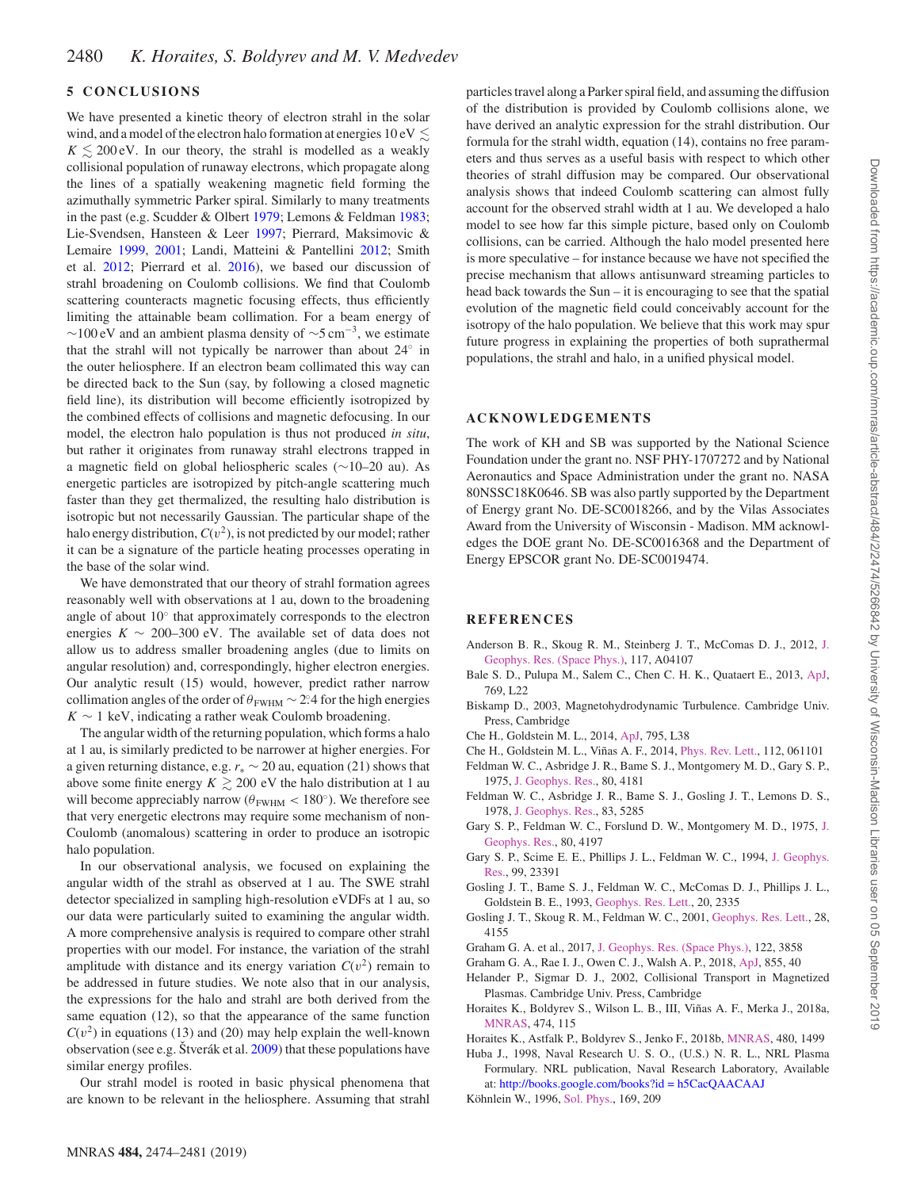## 5 CONCLUSIONS

We have presented a kinetic theory of electron strahl in the solar wind, and a model of the electron halo formation at energies $10\,\mathrm{eV} \lesssim K \lesssim 200\,\mathrm{eV}$. In our theory, the strahl is modelled as a weakly collisional population of runaway electrons, which propagate along the lines of a spatially weakening magnetic field forming the azimuthally symmetric Parker spiral. Similarly to many treatments in the past (e.g. Scudder & Olbert 1979; Lemons & Feldman 1983; Lie-Svendsen, Hansteen & Leer 1997; Pierrard, Maksimovic & Lemaire 1999, 2001; Landi, Matteini & Pantellini 2012; Smith et al. 2012; Pierrard et al. 2016), we based our discussion of strahl broadening on Coulomb collisions. We find that Coulomb scattering counteracts magnetic focusing effects, thus efficiently limiting the attainable beam collimation. For a beam energy of $\sim$100 eV and an ambient plasma density of $\sim$5 cm$^{-3}$, we estimate that the strahl will not typically be narrower than about 24° in the outer heliosphere. If an electron beam collimated this way can be directed back to the Sun (say, by following a closed magnetic field line), its distribution will become efficiently isotropized by the combined effects of collisions and magnetic defocusing. In our model, the electron halo population is thus not produced *in situ*, but rather it originates from runaway strahl electrons trapped in a magnetic field on global heliospheric scales ($\sim$10–20 au). As energetic particles are isotropized by pitch-angle scattering much faster than they get thermalized, the resulting halo distribution is isotropic but not necessarily Gaussian. The particular shape of the halo energy distribution, $C(v^2)$, is not predicted by our model; rather it can be a signature of the particle heating processes operating in the base of the solar wind.

We have demonstrated that our theory of strahl formation agrees reasonably well with observations at 1 au, down to the broadening angle of about 10° that approximately corresponds to the electron energies $K \sim$ 200–300 eV. The available set of data does not allow us to address smaller broadening angles (due to limits on angular resolution) and, correspondingly, higher electron energies. Our analytic result (15) would, however, predict rather narrow collimation angles of the order of $\theta_{\rm FWHM} \sim 2.^{\circ}4$ for the high energies $K \sim 1$ keV, indicating a rather weak Coulomb broadening.

The angular width of the returning population, which forms a halo at 1 au, is similarly predicted to be narrower at higher energies. For a given returning distance, e.g. $r_* \sim 20$ au, equation (21) shows that above some finite energy $K \gtrsim 200$ eV the halo distribution at 1 au will become appreciably narrow ($\theta_{\rm FWHM} < 180°$). We therefore see that very energetic electrons may require some mechanism of non-Coulomb (anomalous) scattering in order to produce an isotropic halo population.

In our observational analysis, we focused on explaining the angular width of the strahl as observed at 1 au. The SWE strahl detector specialized in sampling high-resolution eVDFs at 1 au, so our data were particularly suited to examining the angular width. A more comprehensive analysis is required to compare other strahl properties with our model. For instance, the variation of the strahl amplitude with distance and its energy variation $C(v^2)$ remain to be addressed in future studies. We note also that in our analysis, the expressions for the halo and strahl are both derived from the same equation (12), so that the appearance of the same function $C(v^2)$ in equations (13) and (20) may help explain the well-known observation (see e.g. Štverák et al. 2009) that these populations have similar energy profiles.

Our strahl model is rooted in basic physical phenomena that are known to be relevant in the heliosphere. Assuming that strahl particles travel along a Parker spiral field, and assuming the diffusion of the distribution is provided by Coulomb collisions alone, we have derived an analytic expression for the strahl distribution. Our formula for the strahl width, equation (14), contains no free parameters and thus serves as a useful basis with respect to which other theories of strahl diffusion may be compared. Our observational analysis shows that indeed Coulomb scattering can almost fully account for the observed strahl width at 1 au. We developed a halo model to see how far this simple picture, based only on Coulomb collisions, can be carried. Although the halo model presented here is more speculative – for instance because we have not specified the precise mechanism that allows antisunward streaming particles to head back towards the Sun – it is encouraging to see that the spatial evolution of the magnetic field could conceivably account for the isotropy of the halo population. We believe that this work may spur future progress in explaining the properties of both suprathermal populations, the strahl and halo, in a unified physical model.

## ACKNOWLEDGEMENTS

The work of KH and SB was supported by the National Science Foundation under the grant no. NSF PHY-1707272 and by National Aeronautics and Space Administration under the grant no. NASA 80NSSC18K0646. SB was also partly supported by the Department of Energy grant No. DE-SC0018266, and by the Vilas Associates Award from the University of Wisconsin - Madison. MM acknowledges the DOE grant No. DE-SC0016368 and the Department of Energy EPSCOR grant No. DE-SC0019474.

## REFERENCES

Anderson B. R., Skoug R. M., Steinberg J. T., McComas D. J., 2012, J. Geophys. Res. (Space Phys.), 117, A04107

Bale S. D., Pulupa M., Salem C., Chen C. H. K., Quataert E., 2013, ApJ, 769, L22

Biskamp D., 2003, Magnetohydrodynamic Turbulence. Cambridge Univ. Press, Cambridge

Che H., Goldstein M. L., 2014, ApJ, 795, L38

Che H., Goldstein M. L., Viñas A. F., 2014, Phys. Rev. Lett., 112, 061101

Feldman W. C., Asbridge J. R., Bame S. J., Montgomery M. D., Gary S. P., 1975, J. Geophys. Res., 80, 4181

Feldman W. C., Asbridge J. R., Bame S. J., Gosling J. T., Lemons D. S., 1978, J. Geophys. Res., 83, 5285

Gary S. P., Feldman W. C., Forslund D. W., Montgomery M. D., 1975, J. Geophys. Res., 80, 4197

Gary S. P., Scime E. E., Phillips J. L., Feldman W. C., 1994, J. Geophys. Res., 99, 23391

Gosling J. T., Bame S. J., Feldman W. C., McComas D. J., Phillips J. L., Goldstein B. E., 1993, Geophys. Res. Lett., 20, 2335

Gosling J. T., Skoug R. M., Feldman W. C., 2001, Geophys. Res. Lett., 28, 4155

Graham G. A. et al., 2017, J. Geophys. Res. (Space Phys.), 122, 3858

Graham G. A., Rae I. J., Owen C. J., Walsh A. P., 2018, ApJ, 855, 40

Helander P., Sigmar D. J., 2002, Collisional Transport in Magnetized Plasmas. Cambridge Univ. Press, Cambridge

Horaites K., Boldyrev S., Wilson L. B., III, Viñas A. F., Merka J., 2018a, MNRAS, 474, 115

Horaites K., Astfalk P., Boldyrev S., Jenko F., 2018b, MNRAS, 480, 1499

Huba J., 1998, Naval Research U. S. O., (U.S.) N. R. L., NRL Plasma Formulary. NRL publication, Naval Research Laboratory, Available at: http://books.google.com/books?id = h5CacQAACAAJ

Köhnlein W., 1996, Sol. Phys., 169, 209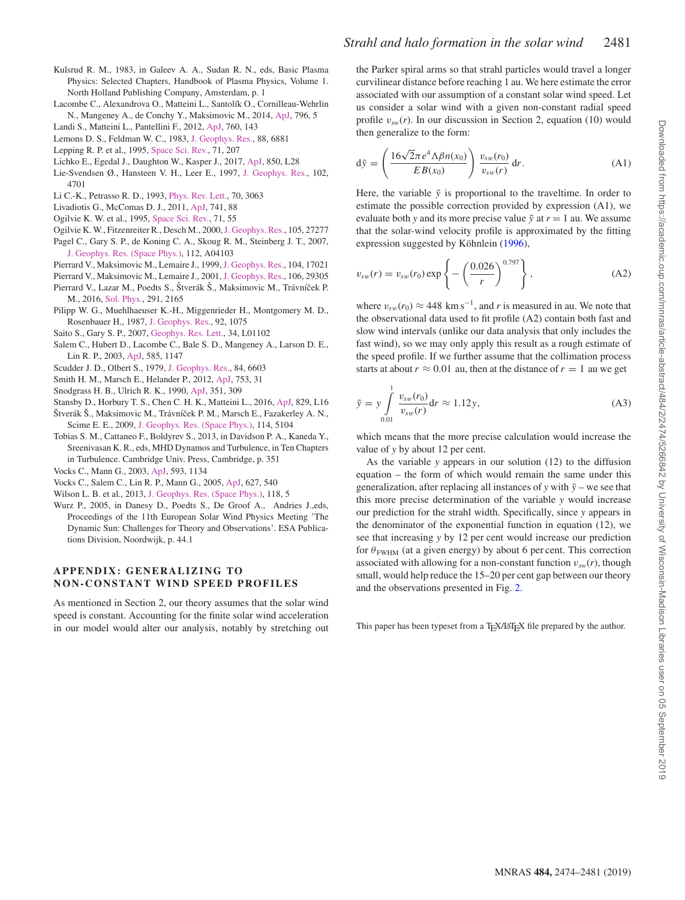Kulsrud R. M., 1983, in Galeev A. A., Sudan R. N., eds, Basic Plasma Physics: Selected Chapters, Handbook of Plasma Physics, Volume 1. North Holland Publishing Company, Amsterdam, p. 1

Lacombe C., Alexandrova O., Matteini L., Santolík O., Cornilleau-Wehrlin N., Mangeney A., de Conchy Y., Maksimovic M., 2014, ApJ, 796, 5

Landi S., Matteini L., Pantellini F., 2012, ApJ, 760, 143

Lemons D. S., Feldman W. C., 1983, J. Geophys. Res., 88, 6881

Lepping R. P. et al., 1995, Space Sci. Rev., 71, 207

Lichko E., Egedal J., Daughton W., Kasper J., 2017, ApJ, 850, L28

Lie-Svendsen Ø., Hansteen V. H., Leer E., 1997, J. Geophys. Res., 102, 4701

Li C.-K., Petrasso R. D., 1993, Phys. Rev. Lett., 70, 3063

Livadiotis G., McComas D. J., 2011, ApJ, 741, 88

Ogilvie K. W. et al., 1995, Space Sci. Rev., 71, 55

Ogilvie K. W., Fitzenreiter R., Desch M., 2000, J. Geophys. Res., 105, 27277

Pagel C., Gary S. P., de Koning C. A., Skoug R. M., Steinberg J. T., 2007, J. Geophys. Res. (Space Phys.), 112, A04103

Pierrard V., Maksimovic M., Lemaire J., 1999, J. Geophys. Res., 104, 17021

Pierrard V., Maksimovic M., Lemaire J., 2001, J. Geophys. Res., 106, 29305

Pierrard V., Lazar M., Poedts S., Štverák Š., Maksimovic M., Trávníček P. M., 2016, Sol. Phys., 291, 2165

Pilipp W. G., Muehlhaeuser K.-H., Miggenrieder H., Montgomery M. D., Rosenbauer H., 1987, J. Geophys. Res., 92, 1075

Saito S., Gary S. P., 2007, Geophys. Res. Lett., 34, L01102

Salem C., Hubert D., Lacombe C., Bale S. D., Mangeney A., Larson D. E., Lin R. P., 2003, ApJ, 585, 1147

Scudder J. D., Olbert S., 1979, J. Geophys. Res., 84, 6603

Smith H. M., Marsch E., Helander P., 2012, ApJ, 753, 31

Snodgrass H. B., Ulrich R. K., 1990, ApJ, 351, 309

Stansby D., Horbury T. S., Chen C. H. K., Matteini L., 2016, ApJ, 829, L16

Štverák Š., Maksimovic M., Trávníček P. M., Marsch E., Fazakerley A. N., Scime E. E., 2009, J. Geophys. Res. (Space Phys.), 114, 5104

Tobias S. M., Cattaneo F., Boldyrev S., 2013, in Davidson P. A., Kaneda Y., Sreenivasan K. R., eds, MHD Dynamos and Turbulence, in Ten Chapters in Turbulence. Cambridge Univ. Press, Cambridge, p. 351

Vocks C., Mann G., 2003, ApJ, 593, 1134

Vocks C., Salem C., Lin R. P., Mann G., 2005, ApJ, 627, 540

Wilson L. B. et al., 2013, J. Geophys. Res. (Space Phys.), 118, 5

Wurz P., 2005, in Danesy D., Poedts S., De Groof A., Andries J.,eds, Proceedings of the 11th European Solar Wind Physics Meeting 'The Dynamic Sun: Challenges for Theory and Observations'. ESA Publications Division, Noordwijk, p. 44.1

## APPENDIX: GENERALIZING TO NON-CONSTANT WIND SPEED PROFILES

As mentioned in Section 2, our theory assumes that the solar wind speed is constant. Accounting for the finite solar wind acceleration in our model would alter our analysis, notably by stretching out the Parker spiral arms so that strahl particles would travel a longer curvilinear distance before reaching 1 au. We here estimate the error associated with our assumption of a constant solar wind speed. Let us consider a solar wind with a given non-constant radial speed profile $v_{sw}(r)$. In our discussion in Section 2, equation (10) would then generalize to the form:

$$\mathrm{d}\tilde{y} = \left( \frac{16\sqrt{2}\pi e^4 \Lambda \beta n(x_0)}{E B(x_0)} \right) \frac{v_{sw}(r_0)}{v_{sw}(r)} \,\mathrm{d}r. \tag{A1}$$

Here, the variable $\tilde{y}$ is proportional to the traveltime. In order to estimate the possible correction provided by expression (A1), we evaluate both $y$ and its more precise value $\tilde{y}$ at $r = 1$ au. We assume that the solar-wind velocity profile is approximated by the fitting expression suggested by Köhnlein (1996),

$$v_{sw}(r) = v_{sw}(r_0) \exp\left\{ -\left( \frac{0.026}{r} \right)^{0.797} \right\}, \tag{A2}$$

where $v_{sw}(r_0) \approx 448\ \mathrm{km\,s^{-1}}$, and $r$ is measured in au. We note that the observational data used to fit profile (A2) contain both fast and slow wind intervals (unlike our data analysis that only includes the fast wind), so we may only apply this result as a rough estimate of the speed profile. If we further assume that the collimation process starts at about $r \approx 0.01$ au, then at the distance of $r = 1$ au we get

$$\tilde{y} = y \int_{0.01}^{1} \frac{v_{sw}(r_0)}{v_{sw}(r)} \mathrm{d}r \approx 1.12y, \tag{A3}$$

which means that the more precise calculation would increase the value of $y$ by about 12 per cent.

As the variable $y$ appears in our solution (12) to the diffusion equation – the form of which would remain the same under this generalization, after replacing all instances of $y$ with $\tilde{y}$ – we see that this more precise determination of the variable $y$ would increase our prediction for the strahl width. Specifically, since $y$ appears in the denominator of the exponential function in equation (12), we see that increasing $y$ by 12 per cent would increase our prediction for $\theta_{\mathrm{FWHM}}$ (at a given energy) by about 6 per cent. This correction associated with allowing for a non-constant function $v_{sw}(r)$, though small, would help reduce the 15–20 per cent gap between our theory and the observations presented in Fig. 2.

This paper has been typeset from a TEX/LATEX file prepared by the author.